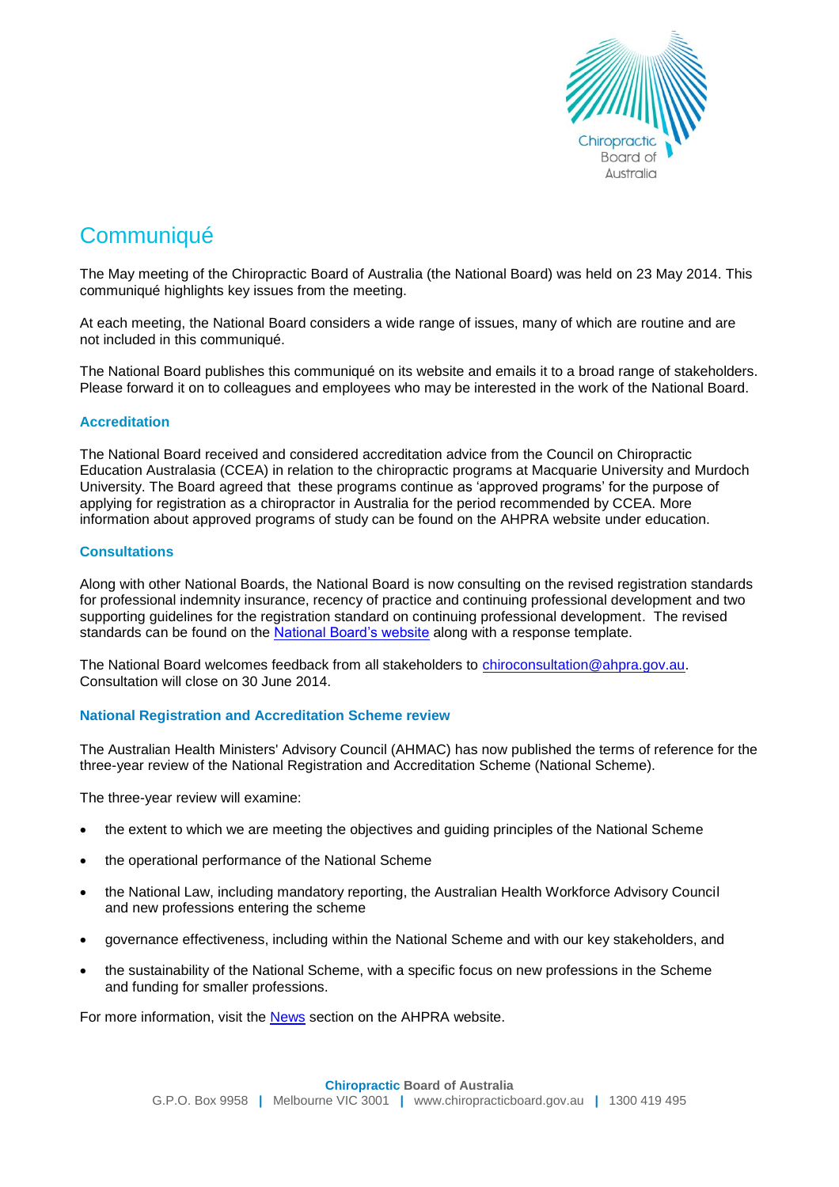# Communiqué

The May meeting of the Chiropractic Board of Australia (the National Board) was held on 23 May 2014. This communiqué highlights key issues from the meeting.

At each meeting, the National Board considers a wide range of issues, many of which are routine and are not included in this communiqué.

The National Board publishes this communiqué on its website and emails it to a broad range of stakeholders. Please forward it on to colleagues and employees who may be interested in the work of the National Board.

## Accreditation

The National Board received and considered accreditation advice from the Council on Chiropractic Education Australasia (CCEA) in relation to the chiropractic programs at Macquarie University and Murdoch University. The Board agreed that these programs continue as 'approved programs' for the purpose of applying for registration as a chiropractor in Australia for the period recommended by CCEA. More information about approved programs of study can be found on the AHPRA website under education.

## Consultations

Along with other National Boards, the National Board is now consulting on the revised registration standards for professional indemnity insurance, recency of practice and continuing professional development and two supporting guidelines for the registration standard on continuing professional development. The revised standards can be found on the National Board's website along with a response template.

The National Board welcomes feedback from all stakeholders to chiroconsultation@ahpra.gov.au. Consultation will close on 30 June 2014.

## National Registration and Accreditation Scheme review

The Australian Health Ministers' Advisory Council (AHMAC) has now published the terms of reference for the three-year review of the National Registration and Accreditation Scheme (National Scheme).

The three-year review will examine:

- the extent to which we are meeting the objectives and guiding principles of the National Scheme
- the operational performance of the National Scheme
- the National Law, including mandatory reporting, the Australian Health Workforce Advisory Council and new professions entering the scheme
- governance effectiveness, including within the National Scheme and with our key stakeholders, and
- the sustainability of the National Scheme, with a specific focus on new professions in the Scheme and funding for smaller professions.

For more information, visit the News section on the AHPRA website.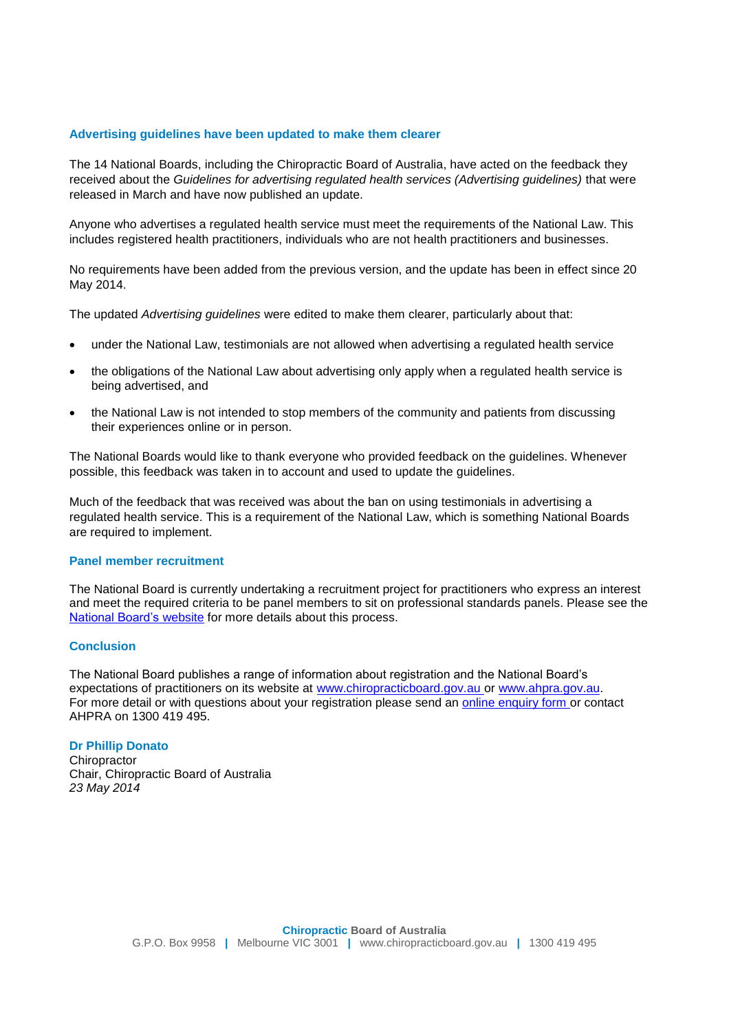## Advertising guidelines have been updated to make them clearer

The 14 National Boards, including the Chiropractic Board of Australia, have acted on the feedback they received about the *Guidelines for advertising regulated health services (Advertising guidelines)* that were released in March and have now published an update.

Anyone who advertises a regulated health service must meet the requirements of the National Law. This includes registered health practitioners, individuals who are not health practitioners and businesses.

No requirements have been added from the previous version, and the update has been in effect since 20 May 2014.

The updated *Advertising guidelines* were edited to make them clearer, particularly about that:

- under the National Law, testimonials are not allowed when advertising a regulated health service
- the obligations of the National Law about advertising only apply when a regulated health service is being advertised, and
- the National Law is not intended to stop members of the community and patients from discussing their experiences online or in person.

The National Boards would like to thank everyone who provided feedback on the guidelines. Whenever possible, this feedback was taken in to account and used to update the guidelines.

Much of the feedback that was received was about the ban on using testimonials in advertising a regulated health service. This is a requirement of the National Law, which is something National Boards are required to implement.

## Panel member recruitment

The National Board is currently undertaking a recruitment project for practitioners who express an interest and meet the required criteria to be panel members to sit on professional standards panels. Please see the [National Board's website](#) for more details about this process.

## Conclusion

The National Board publishes a range of information about registration and the National Board's expectations of practitioners on its website at [www.chiropracticboard.gov.au](http://www.chiropracticboard.gov.au) or [www.ahpra.gov.au](http://www.ahpra.gov.au). For more detail or with questions about your registration please send an [online enquiry form](#) or contact AHPRA on 1300 419 495.

**Dr Phillip Donato**
Chiropractor
Chair, Chiropractic Board of Australia
*23 May 2014*